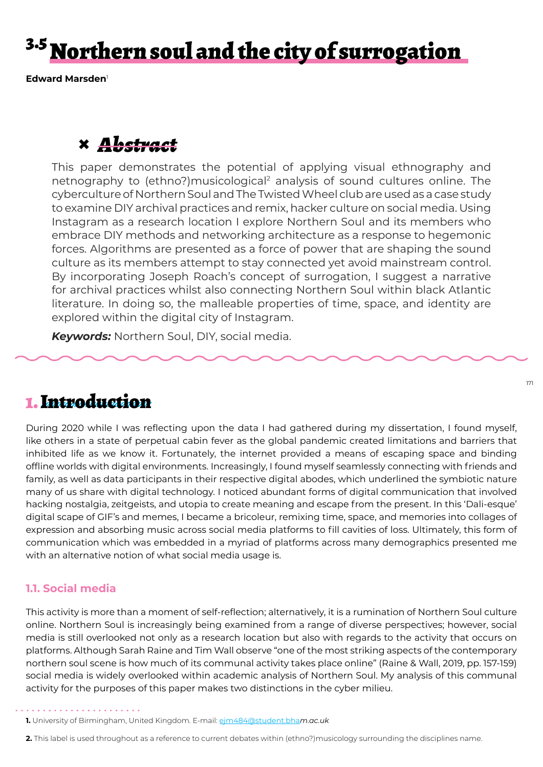# 3.5 Northern soul and the city of surrogation

**Edward Marsden**[1]

## Abstract

This paper demonstrates the potential of applying visual ethnography and netnography to (ethno?)musicological[2] analysis of sound cultures online. The cyberculture of Northern Soul and The Twisted Wheel club are used as a case study to examine DIY archival practices and remix, hacker culture on social media. Using Instagram as a research location I explore Northern Soul and its members who embrace DIY methods and networking architecture as a response to hegemonic forces. Algorithms are presented as a force of power that are shaping the sound culture as its members attempt to stay connected yet avoid mainstream control. By incorporating Joseph Roach's concept of surrogation, I suggest a narrative for archival practices whilst also connecting Northern Soul within black Atlantic literature. In doing so, the malleable properties of time, space, and identity are explored within the digital city of Instagram.

***Keywords:*** Northern Soul, DIY, social media.

## 1. Introduction

During 2020 while I was reflecting upon the data I had gathered during my dissertation, I found myself, like others in a state of perpetual cabin fever as the global pandemic created limitations and barriers that inhibited life as we know it. Fortunately, the internet provided a means of escaping space and binding offline worlds with digital environments. Increasingly, I found myself seamlessly connecting with friends and family, as well as data participants in their respective digital abodes, which underlined the symbiotic nature many of us share with digital technology. I noticed abundant forms of digital communication that involved hacking nostalgia, zeitgeists, and utopia to create meaning and escape from the present. In this 'Dali-esque' digital scape of GIF's and memes, I became a bricoleur, remixing time, space, and memories into collages of expression and absorbing music across social media platforms to fill cavities of loss. Ultimately, this form of communication which was embedded in a myriad of platforms across many demographics presented me with an alternative notion of what social media usage is.

### 1.1. Social media

This activity is more than a moment of self-reflection; alternatively, it is a rumination of Northern Soul culture online. Northern Soul is increasingly being examined from a range of diverse perspectives; however, social media is still overlooked not only as a research location but also with regards to the activity that occurs on platforms. Although Sarah Raine and Tim Wall observe "one of the most striking aspects of the contemporary northern soul scene is how much of its communal activity takes place online" (Raine & Wall, 2019, pp. 157-159) social media is widely overlooked within academic analysis of Northern Soul. My analysis of this communal activity for the purposes of this paper makes two distinctions in the cyber milieu.

---

**1.** University of Birmingham, United Kingdom. E-mail: ejm484@student.bham.ac.uk

**2.** This label is used throughout as a reference to current debates within (ethno?)musicology surrounding the disciplines name.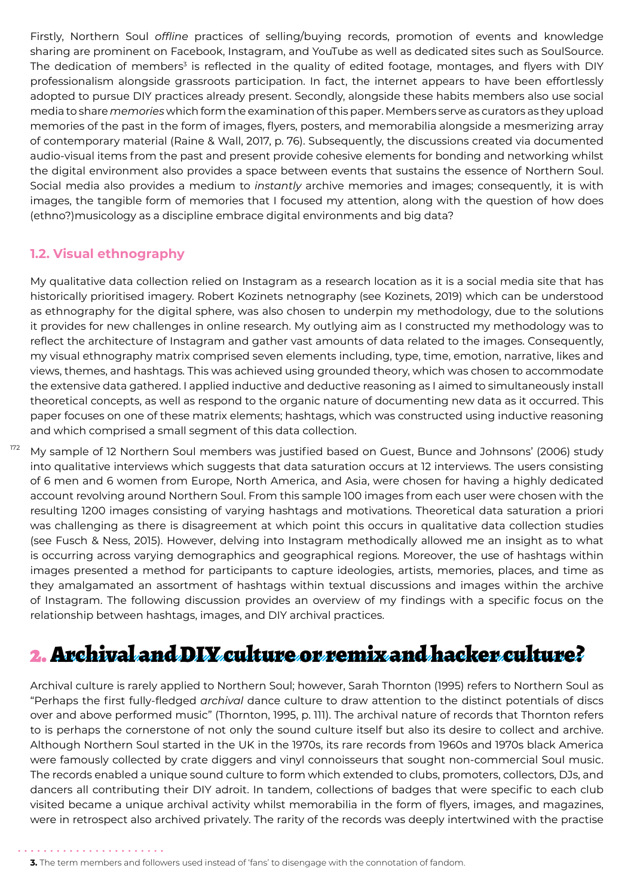Firstly, Northern Soul *offline* practices of selling/buying records, promotion of events and knowledge sharing are prominent on Facebook, Instagram, and YouTube as well as dedicated sites such as SoulSource. The dedication of members[3] is reflected in the quality of edited footage, montages, and flyers with DIY professionalism alongside grassroots participation. In fact, the internet appears to have been effortlessly adopted to pursue DIY practices already present. Secondly, alongside these habits members also use social media to share *memories* which form the examination of this paper. Members serve as curators as they upload memories of the past in the form of images, flyers, posters, and memorabilia alongside a mesmerizing array of contemporary material (Raine & Wall, 2017, p. 76). Subsequently, the discussions created via documented audio-visual items from the past and present provide cohesive elements for bonding and networking whilst the digital environment also provides a space between events that sustains the essence of Northern Soul. Social media also provides a medium to *instantly* archive memories and images; consequently, it is with images, the tangible form of memories that I focused my attention, along with the question of how does (ethno?)musicology as a discipline embrace digital environments and big data?

### 1.2. Visual ethnography

My qualitative data collection relied on Instagram as a research location as it is a social media site that has historically prioritised imagery. Robert Kozinets netnography (see Kozinets, 2019) which can be understood as ethnography for the digital sphere, was also chosen to underpin my methodology, due to the solutions it provides for new challenges in online research. My outlying aim as I constructed my methodology was to reflect the architecture of Instagram and gather vast amounts of data related to the images. Consequently, my visual ethnography matrix comprised seven elements including, type, time, emotion, narrative, likes and views, themes, and hashtags. This was achieved using grounded theory, which was chosen to accommodate the extensive data gathered. I applied inductive and deductive reasoning as I aimed to simultaneously install theoretical concepts, as well as respond to the organic nature of documenting new data as it occurred. This paper focuses on one of these matrix elements; hashtags, which was constructed using inductive reasoning and which comprised a small segment of this data collection.

My sample of 12 Northern Soul members was justified based on Guest, Bunce and Johnsons' (2006) study into qualitative interviews which suggests that data saturation occurs at 12 interviews. The users consisting of 6 men and 6 women from Europe, North America, and Asia, were chosen for having a highly dedicated account revolving around Northern Soul. From this sample 100 images from each user were chosen with the resulting 1200 images consisting of varying hashtags and motivations. Theoretical data saturation a priori was challenging as there is disagreement at which point this occurs in qualitative data collection studies (see Fusch & Ness, 2015). However, delving into Instagram methodically allowed me an insight as to what is occurring across varying demographics and geographical regions. Moreover, the use of hashtags within images presented a method for participants to capture ideologies, artists, memories, places, and time as they amalgamated an assortment of hashtags within textual discussions and images within the archive of Instagram. The following discussion provides an overview of my findings with a specific focus on the relationship between hashtags, images, and DIY archival practices.

## 2. Archival and DIY culture or remix and hacker culture?

Archival culture is rarely applied to Northern Soul; however, Sarah Thornton (1995) refers to Northern Soul as "Perhaps the first fully-fledged *archival* dance culture to draw attention to the distinct potentials of discs over and above performed music" (Thornton, 1995, p. 111). The archival nature of records that Thornton refers to is perhaps the cornerstone of not only the sound culture itself but also its desire to collect and archive. Although Northern Soul started in the UK in the 1970s, its rare records from 1960s and 1970s black America were famously collected by crate diggers and vinyl connoisseurs that sought non-commercial Soul music. The records enabled a unique sound culture to form which extended to clubs, promoters, collectors, DJs, and dancers all contributing their DIY adroit. In tandem, collections of badges that were specific to each club visited became a unique archival activity whilst memorabilia in the form of flyers, images, and magazines, were in retrospect also archived privately. The rarity of the records was deeply intertwined with the practise

**3.** The term members and followers used instead of 'fans' to disengage with the connotation of fandom.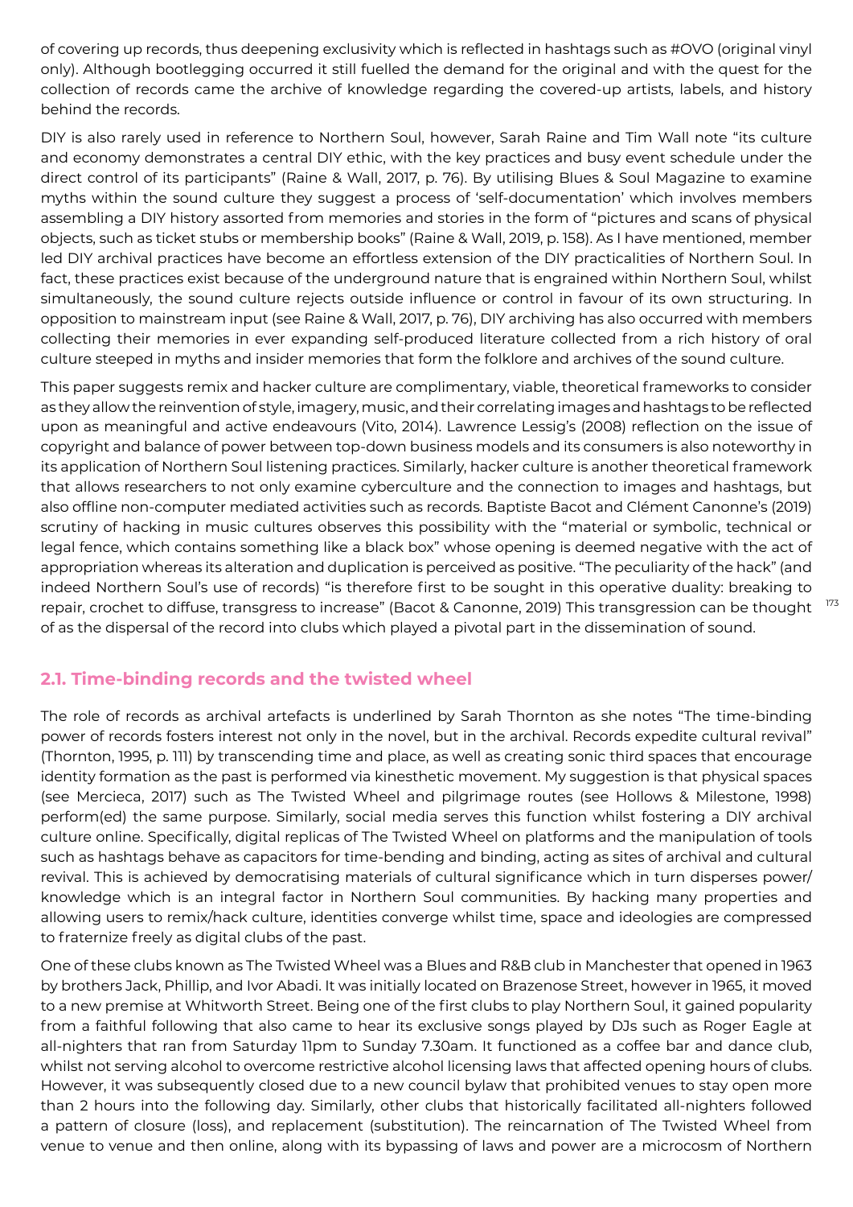of covering up records, thus deepening exclusivity which is reflected in hashtags such as #OVO (original vinyl only). Although bootlegging occurred it still fuelled the demand for the original and with the quest for the collection of records came the archive of knowledge regarding the covered-up artists, labels, and history behind the records.

DIY is also rarely used in reference to Northern Soul, however, Sarah Raine and Tim Wall note "its culture and economy demonstrates a central DIY ethic, with the key practices and busy event schedule under the direct control of its participants" (Raine & Wall, 2017, p. 76). By utilising Blues & Soul Magazine to examine myths within the sound culture they suggest a process of 'self-documentation' which involves members assembling a DIY history assorted from memories and stories in the form of "pictures and scans of physical objects, such as ticket stubs or membership books" (Raine & Wall, 2019, p. 158). As I have mentioned, member led DIY archival practices have become an effortless extension of the DIY practicalities of Northern Soul. In fact, these practices exist because of the underground nature that is engrained within Northern Soul, whilst simultaneously, the sound culture rejects outside influence or control in favour of its own structuring. In opposition to mainstream input (see Raine & Wall, 2017, p. 76), DIY archiving has also occurred with members collecting their memories in ever expanding self-produced literature collected from a rich history of oral culture steeped in myths and insider memories that form the folklore and archives of the sound culture.

This paper suggests remix and hacker culture are complimentary, viable, theoretical frameworks to consider as they allow the reinvention of style, imagery, music, and their correlating images and hashtags to be reflected upon as meaningful and active endeavours (Vito, 2014). Lawrence Lessig's (2008) reflection on the issue of copyright and balance of power between top-down business models and its consumers is also noteworthy in its application of Northern Soul listening practices. Similarly, hacker culture is another theoretical framework that allows researchers to not only examine cyberculture and the connection to images and hashtags, but also offline non-computer mediated activities such as records. Baptiste Bacot and Clément Canonne's (2019) scrutiny of hacking in music cultures observes this possibility with the "material or symbolic, technical or legal fence, which contains something like a black box" whose opening is deemed negative with the act of appropriation whereas its alteration and duplication is perceived as positive. "The peculiarity of the hack" (and indeed Northern Soul's use of records) "is therefore first to be sought in this operative duality: breaking to repair, crochet to diffuse, transgress to increase" (Bacot & Canonne, 2019) This transgression can be thought of as the dispersal of the record into clubs which played a pivotal part in the dissemination of sound.

## 2.1. Time-binding records and the twisted wheel

The role of records as archival artefacts is underlined by Sarah Thornton as she notes "The time-binding power of records fosters interest not only in the novel, but in the archival. Records expedite cultural revival" (Thornton, 1995, p. 111) by transcending time and place, as well as creating sonic third spaces that encourage identity formation as the past is performed via kinesthetic movement. My suggestion is that physical spaces (see Mercieca, 2017) such as The Twisted Wheel and pilgrimage routes (see Hollows & Milestone, 1998) perform(ed) the same purpose. Similarly, social media serves this function whilst fostering a DIY archival culture online. Specifically, digital replicas of The Twisted Wheel on platforms and the manipulation of tools such as hashtags behave as capacitors for time-bending and binding, acting as sites of archival and cultural revival. This is achieved by democratising materials of cultural significance which in turn disperses power/knowledge which is an integral factor in Northern Soul communities. By hacking many properties and allowing users to remix/hack culture, identities converge whilst time, space and ideologies are compressed to fraternize freely as digital clubs of the past.

One of these clubs known as The Twisted Wheel was a Blues and R&B club in Manchester that opened in 1963 by brothers Jack, Phillip, and Ivor Abadi. It was initially located on Brazenose Street, however in 1965, it moved to a new premise at Whitworth Street. Being one of the first clubs to play Northern Soul, it gained popularity from a faithful following that also came to hear its exclusive songs played by DJs such as Roger Eagle at all-nighters that ran from Saturday 11pm to Sunday 7.30am. It functioned as a coffee bar and dance club, whilst not serving alcohol to overcome restrictive alcohol licensing laws that affected opening hours of clubs. However, it was subsequently closed due to a new council bylaw that prohibited venues to stay open more than 2 hours into the following day. Similarly, other clubs that historically facilitated all-nighters followed a pattern of closure (loss), and replacement (substitution). The reincarnation of The Twisted Wheel from venue to venue and then online, along with its bypassing of laws and power are a microcosm of Northern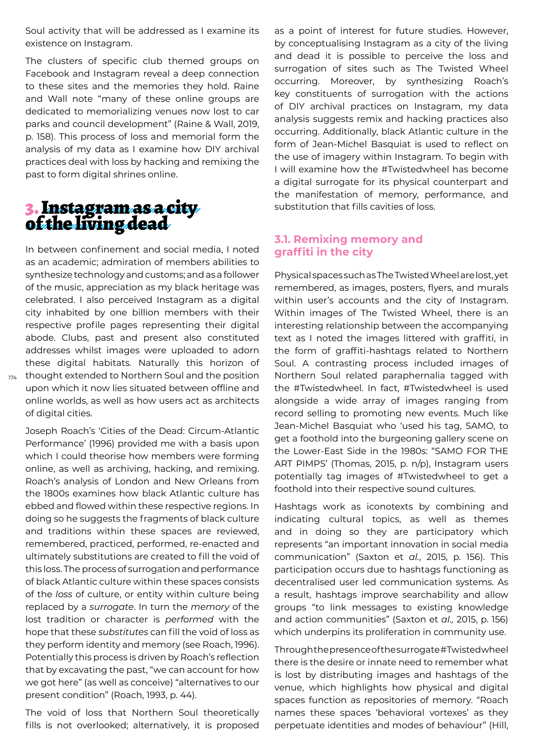Soul activity that will be addressed as I examine its existence on Instagram.

The clusters of specific club themed groups on Facebook and Instagram reveal a deep connection to these sites and the memories they hold. Raine and Wall note "many of these online groups are dedicated to memorializing venues now lost to car parks and council development" (Raine & Wall, 2019, p. 158). This process of loss and memorial form the analysis of my data as I examine how DIY archival practices deal with loss by hacking and remixing the past to form digital shrines online.

## 3. Instagram as a city of the living dead

In between confinement and social media, I noted as an academic; admiration of members abilities to synthesize technology and customs; and as a follower of the music, appreciation as my black heritage was celebrated. I also perceived Instagram as a digital city inhabited by one billion members with their respective profile pages representing their digital abode. Clubs, past and present also constituted addresses whilst images were uploaded to adorn these digital habitats. Naturally this horizon of thought extended to Northern Soul and the position upon which it now lies situated between offline and online worlds, as well as how users act as architects of digital cities.

Joseph Roach's 'Cities of the Dead: Circum-Atlantic Performance' (1996) provided me with a basis upon which I could theorise how members were forming online, as well as archiving, hacking, and remixing. Roach's analysis of London and New Orleans from the 1800s examines how black Atlantic culture has ebbed and flowed within these respective regions. In doing so he suggests the fragments of black culture and traditions within these spaces are reviewed, remembered, practiced, performed, re-enacted and ultimately substitutions are created to fill the void of this loss. The process of surrogation and performance of black Atlantic culture within these spaces consists of the *loss* of culture, or entity within culture being replaced by a *surrogate*. In turn the *memory* of the lost tradition or character is *performed* with the hope that these *substitutes* can fill the void of loss as they perform identity and memory (see Roach, 1996). Potentially this process is driven by Roach's reflection that by excavating the past, "we can account for how we got here" (as well as conceive) "alternatives to our present condition" (Roach, 1993, p. 44).

The void of loss that Northern Soul theoretically fills is not overlooked; alternatively, it is proposed as a point of interest for future studies. However, by conceptualising Instagram as a city of the living and dead it is possible to perceive the loss and surrogation of sites such as The Twisted Wheel occurring. Moreover, by synthesizing Roach's key constituents of surrogation with the actions of DIY archival practices on Instagram, my data analysis suggests remix and hacking practices also occurring. Additionally, black Atlantic culture in the form of Jean-Michel Basquiat is used to reflect on the use of imagery within Instagram. To begin with I will examine how the #Twistedwheel has become a digital surrogate for its physical counterpart and the manifestation of memory, performance, and substitution that fills cavities of loss.

### 3.1. Remixing memory and graffiti in the city

Physical spaces such as The Twisted Wheel are lost, yet remembered, as images, posters, flyers, and murals within user's accounts and the city of Instagram. Within images of The Twisted Wheel, there is an interesting relationship between the accompanying text as I noted the images littered with graffiti, in the form of graffiti-hashtags related to Northern Soul. A contrasting process included images of Northern Soul related paraphernalia tagged with the #Twistedwheel. In fact, #Twistedwheel is used alongside a wide array of images ranging from record selling to promoting new events. Much like Jean-Michel Basquiat who 'used his tag, SAMO, to get a foothold into the burgeoning gallery scene on the Lower-East Side in the 1980s: "SAMO FOR THE ART PIMPS' (Thomas, 2015, p. n/p), Instagram users potentially tag images of #Twistedwheel to get a foothold into their respective sound cultures.

Hashtags work as iconotexts by combining and indicating cultural topics, as well as themes and in doing so they are participatory which represents "an important innovation in social media communication" (Saxton et *al.*, 2015, p. 156). This participation occurs due to hashtags functioning as decentralised user led communication systems. As a result, hashtags improve searchability and allow groups "to link messages to existing knowledge and action communities" (Saxton et *al.,* 2015, p. 156) which underpins its proliferation in community use.

Through the presence of the surrogate #Twistedwheel there is the desire or innate need to remember what is lost by distributing images and hashtags of the venue, which highlights how physical and digital spaces function as repositories of memory. "Roach names these spaces 'behavioral vortexes' as they perpetuate identities and modes of behaviour" (Hill,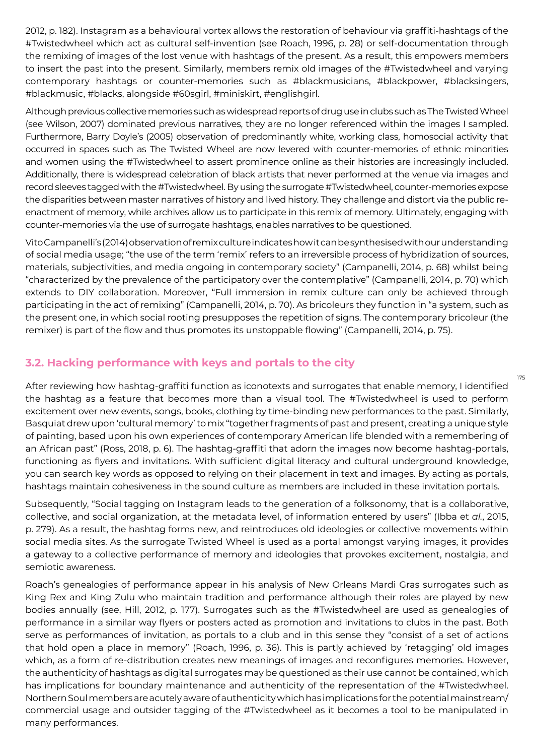2012, p. 182). Instagram as a behavioural vortex allows the restoration of behaviour via graffiti-hashtags of the #Twistedwheel which act as cultural self-invention (see Roach, 1996, p. 28) or self-documentation through the remixing of images of the lost venue with hashtags of the present. As a result, this empowers members to insert the past into the present. Similarly, members remix old images of the #Twistedwheel and varying contemporary hashtags or counter-memories such as #blackmusicians, #blackpower, #blacksingers, #blackmusic, #blacks, alongside #60sgirl, #miniskirt, #englishgirl.

Although previous collective memories such as widespread reports of drug use in clubs such as The Twisted Wheel (see Wilson, 2007) dominated previous narratives, they are no longer referenced within the images I sampled. Furthermore, Barry Doyle's (2005) observation of predominantly white, working class, homosocial activity that occurred in spaces such as The Twisted Wheel are now levered with counter-memories of ethnic minorities and women using the #Twistedwheel to assert prominence online as their histories are increasingly included. Additionally, there is widespread celebration of black artists that never performed at the venue via images and record sleeves tagged with the #Twistedwheel. By using the surrogate #Twistedwheel, counter-memories expose the disparities between master narratives of history and lived history. They challenge and distort via the public re-enactment of memory, while archives allow us to participate in this remix of memory. Ultimately, engaging with counter-memories via the use of surrogate hashtags, enables narratives to be questioned.

Vito Campanelli's (2014) observation of remix culture indicates how it can be synthesised with our understanding of social media usage; "the use of the term 'remix' refers to an irreversible process of hybridization of sources, materials, subjectivities, and media ongoing in contemporary society" (Campanelli, 2014, p. 68) whilst being "characterized by the prevalence of the participatory over the contemplative" (Campanelli, 2014, p. 70) which extends to DIY collaboration. Moreover, "Full immersion in remix culture can only be achieved through participating in the act of remixing" (Campanelli, 2014, p. 70). As bricoleurs they function in "a system, such as the present one, in which social rooting presupposes the repetition of signs. The contemporary bricoleur (the remixer) is part of the flow and thus promotes its unstoppable flowing" (Campanelli, 2014, p. 75).

## 3.2. Hacking performance with keys and portals to the city

After reviewing how hashtag-graffiti function as iconotexts and surrogates that enable memory, I identified the hashtag as a feature that becomes more than a visual tool. The #Twistedwheel is used to perform excitement over new events, songs, books, clothing by time-binding new performances to the past. Similarly, Basquiat drew upon 'cultural memory' to mix "together fragments of past and present, creating a unique style of painting, based upon his own experiences of contemporary American life blended with a remembering of an African past" (Ross, 2018, p. 6). The hashtag-graffiti that adorn the images now become hashtag-portals, functioning as flyers and invitations. With sufficient digital literacy and cultural underground knowledge, you can search key words as opposed to relying on their placement in text and images. By acting as portals, hashtags maintain cohesiveness in the sound culture as members are included in these invitation portals.

Subsequently, "Social tagging on Instagram leads to the generation of a folksonomy, that is a collaborative, collective, and social organization, at the metadata level, of information entered by users" (Ibba et *al.*, 2015, p. 279). As a result, the hashtag forms new, and reintroduces old ideologies or collective movements within social media sites. As the surrogate Twisted Wheel is used as a portal amongst varying images, it provides a gateway to a collective performance of memory and ideologies that provokes excitement, nostalgia, and semiotic awareness.

Roach's genealogies of performance appear in his analysis of New Orleans Mardi Gras surrogates such as King Rex and King Zulu who maintain tradition and performance although their roles are played by new bodies annually (see, Hill, 2012, p. 177). Surrogates such as the #Twistedwheel are used as genealogies of performance in a similar way flyers or posters acted as promotion and invitations to clubs in the past. Both serve as performances of invitation, as portals to a club and in this sense they "consist of a set of actions that hold open a place in memory" (Roach, 1996, p. 36). This is partly achieved by 'retagging' old images which, as a form of re-distribution creates new meanings of images and reconfigures memories. However, the authenticity of hashtags as digital surrogates may be questioned as their use cannot be contained, which has implications for boundary maintenance and authenticity of the representation of the #Twistedwheel. Northern Soul members are acutely aware of authenticity which has implications for the potential mainstream/commercial usage and outsider tagging of the #Twistedwheel as it becomes a tool to be manipulated in many performances.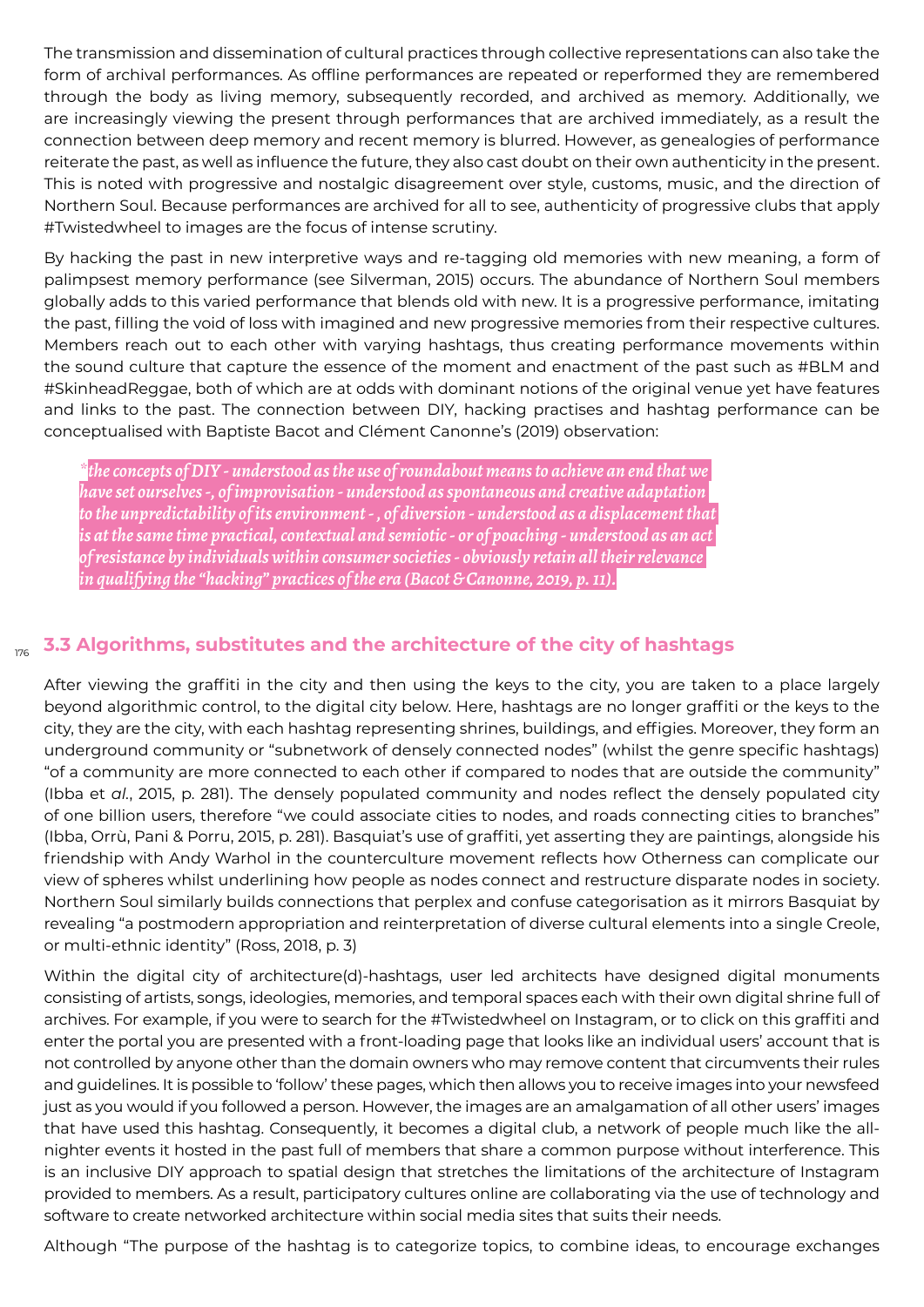The transmission and dissemination of cultural practices through collective representations can also take the form of archival performances. As offline performances are repeated or reperformed they are remembered through the body as living memory, subsequently recorded, and archived as memory. Additionally, we are increasingly viewing the present through performances that are archived immediately, as a result the connection between deep memory and recent memory is blurred. However, as genealogies of performance reiterate the past, as well as influence the future, they also cast doubt on their own authenticity in the present. This is noted with progressive and nostalgic disagreement over style, customs, music, and the direction of Northern Soul. Because performances are archived for all to see, authenticity of progressive clubs that apply #Twistedwheel to images are the focus of intense scrutiny.

By hacking the past in new interpretive ways and re-tagging old memories with new meaning, a form of palimpsest memory performance (see Silverman, 2015) occurs. The abundance of Northern Soul members globally adds to this varied performance that blends old with new. It is a progressive performance, imitating the past, filling the void of loss with imagined and new progressive memories from their respective cultures. Members reach out to each other with varying hashtags, thus creating performance movements within the sound culture that capture the essence of the moment and enactment of the past such as #BLM and #SkinheadReggae, both of which are at odds with dominant notions of the original venue yet have features and links to the past. The connection between DIY, hacking practises and hashtag performance can be conceptualised with Baptiste Bacot and Clément Canonne's (2019) observation:

> *"the concepts of DIY - understood as the use of roundabout means to achieve an end that we have set ourselves -, of improvisation - understood as spontaneous and creative adaptation to the unpredictability of its environment - , of diversion - understood as a displacement that is at the same time practical, contextual and semiotic - or of poaching - understood as an act of resistance by individuals within consumer societies - obviously retain all their relevance in qualifying the "hacking" practices of the era (Bacot & Canonne, 2019, p. 11).*

## 3.3 Algorithms, substitutes and the architecture of the city of hashtags

After viewing the graffiti in the city and then using the keys to the city, you are taken to a place largely beyond algorithmic control, to the digital city below. Here, hashtags are no longer graffiti or the keys to the city, they are the city, with each hashtag representing shrines, buildings, and effigies. Moreover, they form an underground community or "subnetwork of densely connected nodes" (whilst the genre specific hashtags) "of a community are more connected to each other if compared to nodes that are outside the community" (Ibba et *al*., 2015, p. 281). The densely populated community and nodes reflect the densely populated city of one billion users, therefore "we could associate cities to nodes, and roads connecting cities to branches" (Ibba, Orrù, Pani & Porru, 2015, p. 281). Basquiat's use of graffiti, yet asserting they are paintings, alongside his friendship with Andy Warhol in the counterculture movement reflects how Otherness can complicate our view of spheres whilst underlining how people as nodes connect and restructure disparate nodes in society. Northern Soul similarly builds connections that perplex and confuse categorisation as it mirrors Basquiat by revealing "a postmodern appropriation and reinterpretation of diverse cultural elements into a single Creole, or multi-ethnic identity" (Ross, 2018, p. 3)

Within the digital city of architecture(d)-hashtags, user led architects have designed digital monuments consisting of artists, songs, ideologies, memories, and temporal spaces each with their own digital shrine full of archives. For example, if you were to search for the #Twistedwheel on Instagram, or to click on this graffiti and enter the portal you are presented with a front-loading page that looks like an individual users' account that is not controlled by anyone other than the domain owners who may remove content that circumvents their rules and guidelines. It is possible to 'follow' these pages, which then allows you to receive images into your newsfeed just as you would if you followed a person. However, the images are an amalgamation of all other users' images that have used this hashtag. Consequently, it becomes a digital club, a network of people much like the all-nighter events it hosted in the past full of members that share a common purpose without interference. This is an inclusive DIY approach to spatial design that stretches the limitations of the architecture of Instagram provided to members. As a result, participatory cultures online are collaborating via the use of technology and software to create networked architecture within social media sites that suits their needs.

Although "The purpose of the hashtag is to categorize topics, to combine ideas, to encourage exchanges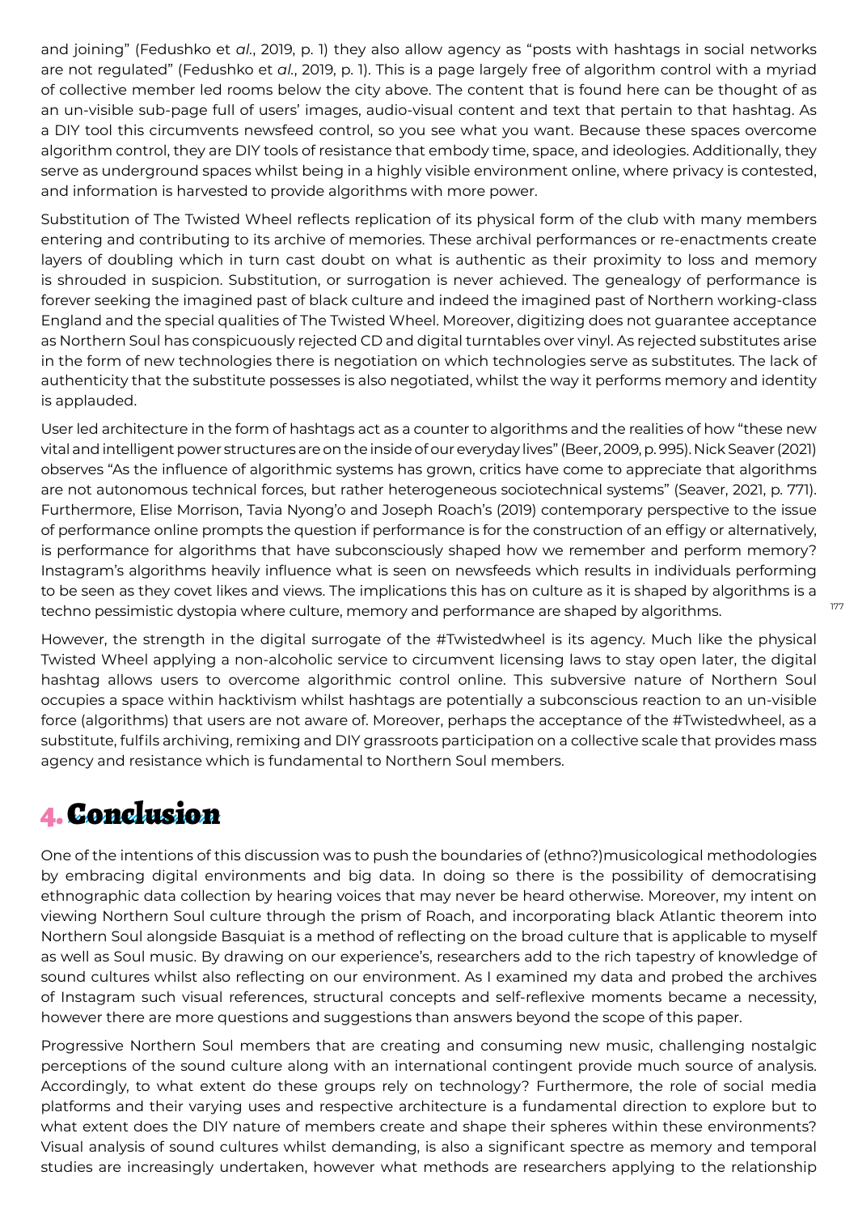and joining" (Fedushko et *al.*, 2019, p. 1) they also allow agency as "posts with hashtags in social networks are not regulated" (Fedushko et *al.*, 2019, p. 1). This is a page largely free of algorithm control with a myriad of collective member led rooms below the city above. The content that is found here can be thought of as an un-visible sub-page full of users' images, audio-visual content and text that pertain to that hashtag. As a DIY tool this circumvents newsfeed control, so you see what you want. Because these spaces overcome algorithm control, they are DIY tools of resistance that embody time, space, and ideologies. Additionally, they serve as underground spaces whilst being in a highly visible environment online, where privacy is contested, and information is harvested to provide algorithms with more power.

Substitution of The Twisted Wheel reflects replication of its physical form of the club with many members entering and contributing to its archive of memories. These archival performances or re-enactments create layers of doubling which in turn cast doubt on what is authentic as their proximity to loss and memory is shrouded in suspicion. Substitution, or surrogation is never achieved. The genealogy of performance is forever seeking the imagined past of black culture and indeed the imagined past of Northern working-class England and the special qualities of The Twisted Wheel. Moreover, digitizing does not guarantee acceptance as Northern Soul has conspicuously rejected CD and digital turntables over vinyl. As rejected substitutes arise in the form of new technologies there is negotiation on which technologies serve as substitutes. The lack of authenticity that the substitute possesses is also negotiated, whilst the way it performs memory and identity is applauded.

User led architecture in the form of hashtags act as a counter to algorithms and the realities of how "these new vital and intelligent power structures are on the inside of our everyday lives" (Beer, 2009, p. 995). Nick Seaver (2021) observes "As the influence of algorithmic systems has grown, critics have come to appreciate that algorithms are not autonomous technical forces, but rather heterogeneous sociotechnical systems" (Seaver, 2021, p. 771). Furthermore, Elise Morrison, Tavia Nyong'o and Joseph Roach's (2019) contemporary perspective to the issue of performance online prompts the question if performance is for the construction of an effigy or alternatively, is performance for algorithms that have subconsciously shaped how we remember and perform memory? Instagram's algorithms heavily influence what is seen on newsfeeds which results in individuals performing to be seen as they covet likes and views. The implications this has on culture as it is shaped by algorithms is a techno pessimistic dystopia where culture, memory and performance are shaped by algorithms.

However, the strength in the digital surrogate of the #Twistedwheel is its agency. Much like the physical Twisted Wheel applying a non-alcoholic service to circumvent licensing laws to stay open later, the digital hashtag allows users to overcome algorithmic control online. This subversive nature of Northern Soul occupies a space within hacktivism whilst hashtags are potentially a subconscious reaction to an un-visible force (algorithms) that users are not aware of. Moreover, perhaps the acceptance of the #Twistedwheel, as a substitute, fulfils archiving, remixing and DIY grassroots participation on a collective scale that provides mass agency and resistance which is fundamental to Northern Soul members.

## 4. Conclusion

One of the intentions of this discussion was to push the boundaries of (ethno?)musicological methodologies by embracing digital environments and big data. In doing so there is the possibility of democratising ethnographic data collection by hearing voices that may never be heard otherwise. Moreover, my intent on viewing Northern Soul culture through the prism of Roach, and incorporating black Atlantic theorem into Northern Soul alongside Basquiat is a method of reflecting on the broad culture that is applicable to myself as well as Soul music. By drawing on our experience's, researchers add to the rich tapestry of knowledge of sound cultures whilst also reflecting on our environment. As I examined my data and probed the archives of Instagram such visual references, structural concepts and self-reflexive moments became a necessity, however there are more questions and suggestions than answers beyond the scope of this paper.

Progressive Northern Soul members that are creating and consuming new music, challenging nostalgic perceptions of the sound culture along with an international contingent provide much source of analysis. Accordingly, to what extent do these groups rely on technology? Furthermore, the role of social media platforms and their varying uses and respective architecture is a fundamental direction to explore but to what extent does the DIY nature of members create and shape their spheres within these environments? Visual analysis of sound cultures whilst demanding, is also a significant spectre as memory and temporal studies are increasingly undertaken, however what methods are researchers applying to the relationship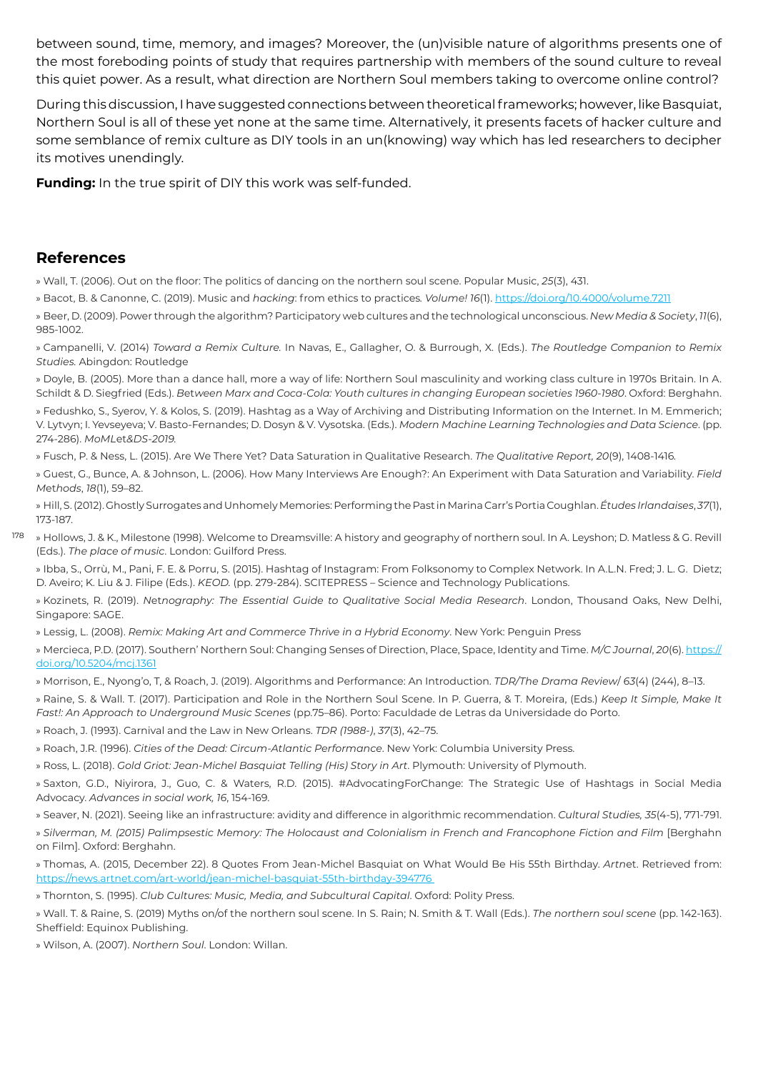between sound, time, memory, and images? Moreover, the (un)visible nature of algorithms presents one of the most foreboding points of study that requires partnership with members of the sound culture to reveal this quiet power. As a result, what direction are Northern Soul members taking to overcome online control?

During this discussion, I have suggested connections between theoretical frameworks; however, like Basquiat, Northern Soul is all of these yet none at the same time. Alternatively, it presents facets of hacker culture and some semblance of remix culture as DIY tools in an un(knowing) way which has led researchers to decipher its motives unendingly.

**Funding:** In the true spirit of DIY this work was self-funded.

## References

» Wall, T. (2006). Out on the floor: The politics of dancing on the northern soul scene. Popular Music, *25*(3), 431.

» Bacot, B. & Canonne, C. (2019). Music and *hacking*: from ethics to practices. *Volume! 16*(1). https://doi.org/10.4000/volume.7211

» Beer, D. (2009). Power through the algorithm? Participatory web cultures and the technological unconscious. *New Media & Society*, *11*(6), 985-1002.

» Campanelli, V. (2014) *Toward a Remix Culture.* In Navas, E., Gallagher, O. & Burrough, X. (Eds.). *The Routledge Companion to Remix Studies.* Abingdon: Routledge

» Doyle, B. (2005). More than a dance hall, more a way of life: Northern Soul masculinity and working class culture in 1970s Britain. In A. Schildt & D. Siegfried (Eds.). *Between Marx and Coca-Cola: Youth cultures in changing European societies 1960-1980*. Oxford: Berghahn.

» Fedushko, S., Syerov, Y. & Kolos, S. (2019). Hashtag as a Way of Archiving and Distributing Information on the Internet. In M. Emmerich; V. Lytvyn; I. Yevseyeva; V. Basto-Fernandes; D. Dosyn & V. Vysotska. (Eds.). *Modern Machine Learning Technologies and Data Science*. (pp. 274-286). *MoMLet&DS-2019.*

» Fusch, P. & Ness, L. (2015). Are We There Yet? Data Saturation in Qualitative Research. *The Qualitative Report, 20*(9), 1408-1416.

» Guest, G., Bunce, A. & Johnson, L. (2006). How Many Interviews Are Enough?: An Experiment with Data Saturation and Variability. *Field Methods*, *18*(1), 59–82.

» Hill, S. (2012). Ghostly Surrogates and Unhomely Memories: Performing the Past in Marina Carr's Portia Coughlan. *Études Irlandaises*, *37*(1), 173-187.

» Hollows, J. & K., Milestone (1998). Welcome to Dreamsville: A history and geography of northern soul. In A. Leyshon; D. Matless & G. Revill (Eds.). *The place of music*. London: Guilford Press.

» Ibba, S., Orrù, M., Pani, F. E. & Porru, S. (2015). Hashtag of Instagram: From Folksonomy to Complex Network. In A.L.N. Fred; J. L. G. Dietz; D. Aveiro; K. Liu & J. Filipe (Eds.). *KEOD.* (pp. 279-284). SCITEPRESS – Science and Technology Publications.

» Kozinets, R. (2019). *Netnography: The Essential Guide to Qualitative Social Media Research*. London, Thousand Oaks, New Delhi, Singapore: SAGE.

» Lessig, L. (2008). *Remix: Making Art and Commerce Thrive in a Hybrid Economy*. New York: Penguin Press

» Mercieca, P.D. (2017). Southern' Northern Soul: Changing Senses of Direction, Place, Space, Identity and Time. *M/C Journal*, *20*(6). https://doi.org/10.5204/mcj.1361

» Morrison, E., Nyong'o, T, & Roach, J. (2019). Algorithms and Performance: An Introduction. *TDR/The Drama Review/ 63*(4) (244), 8–13.

» Raine, S. & Wall. T. (2017). Participation and Role in the Northern Soul Scene. In P. Guerra, & T. Moreira, (Eds.) *Keep It Simple, Make It Fast!: An Approach to Underground Music Scenes* (pp.75–86). Porto: Faculdade de Letras da Universidade do Porto.

» Roach, J. (1993). Carnival and the Law in New Orleans. *TDR (1988-)*, *37*(3), 42–75.

» Roach, J.R. (1996). *Cities of the Dead: Circum-Atlantic Performance*. New York: Columbia University Press.

» Ross, L. (2018). *Gold Griot: Jean-Michel Basquiat Telling (His) Story in Art*. Plymouth: University of Plymouth.

» Saxton, G.D., Niyirora, J., Guo, C. & Waters, R.D. (2015). #AdvocatingForChange: The Strategic Use of Hashtags in Social Media Advocacy. *Advances in social work, 16*, 154-169.

» Seaver, N. (2021). Seeing like an infrastructure: avidity and difference in algorithmic recommendation. *Cultural Studies, 35*(4-5), 771-791.

» *Silverman, M. (2015) Palimpsestic Memory: The Holocaust and Colonialism in French and Francophone Fiction and Film* [Berghahn on Film]. Oxford: Berghahn.

» Thomas, A. (2015, December 22). 8 Quotes From Jean-Michel Basquiat on What Would Be His 55th Birthday. *Artnet*. Retrieved from: https://news.artnet.com/art-world/jean-michel-basquiat-55th-birthday-394776

» Thornton, S. (1995). *Club Cultures: Music, Media, and Subcultural Capital*. Oxford: Polity Press.

» Wall. T. & Raine, S. (2019) Myths on/of the northern soul scene. In S. Rain; N. Smith & T. Wall (Eds.). *The northern soul scene* (pp. 142-163). Sheffield: Equinox Publishing.

» Wilson, A. (2007). *Northern Soul*. London: Willan.